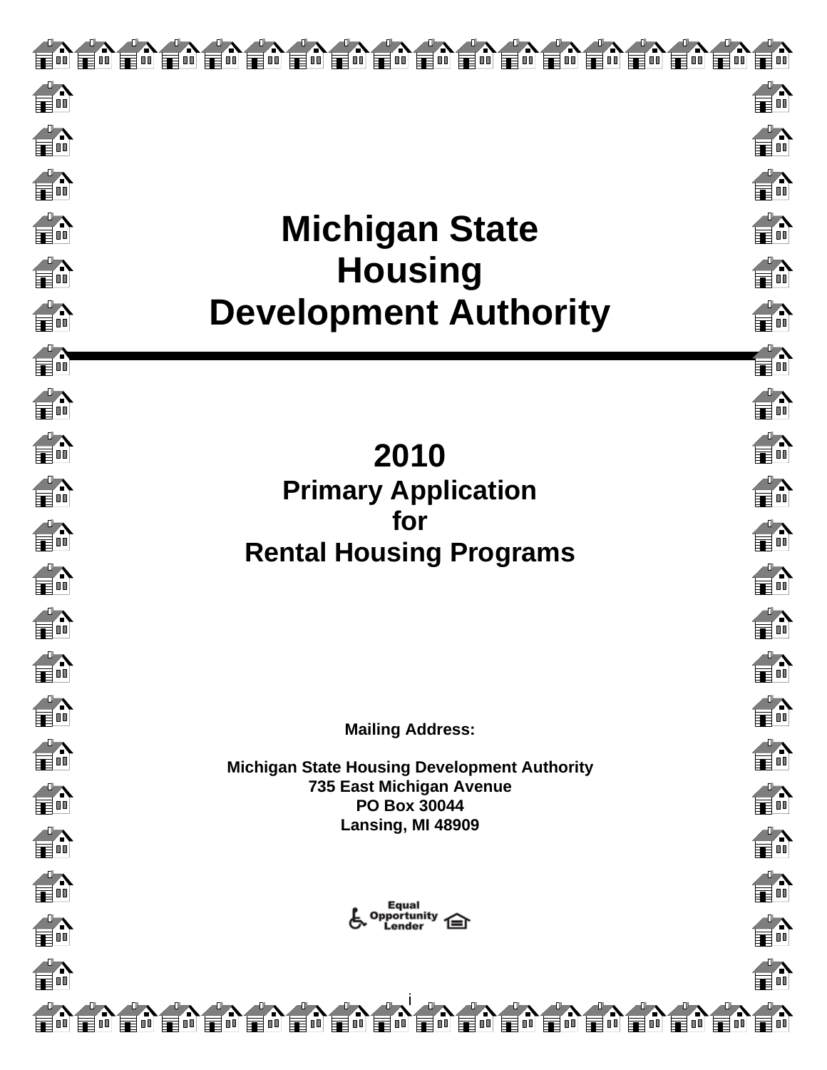# Michigan State Housing Development Authority

---

## 2010
## Primary Application for Rental Housing Programs

**Mailing Address:**

**Michigan State Housing Development Authority**
**735 East Michigan Avenue**
**PO Box 30044**
**Lansing, MI 48909**

Equal Opportunity Lender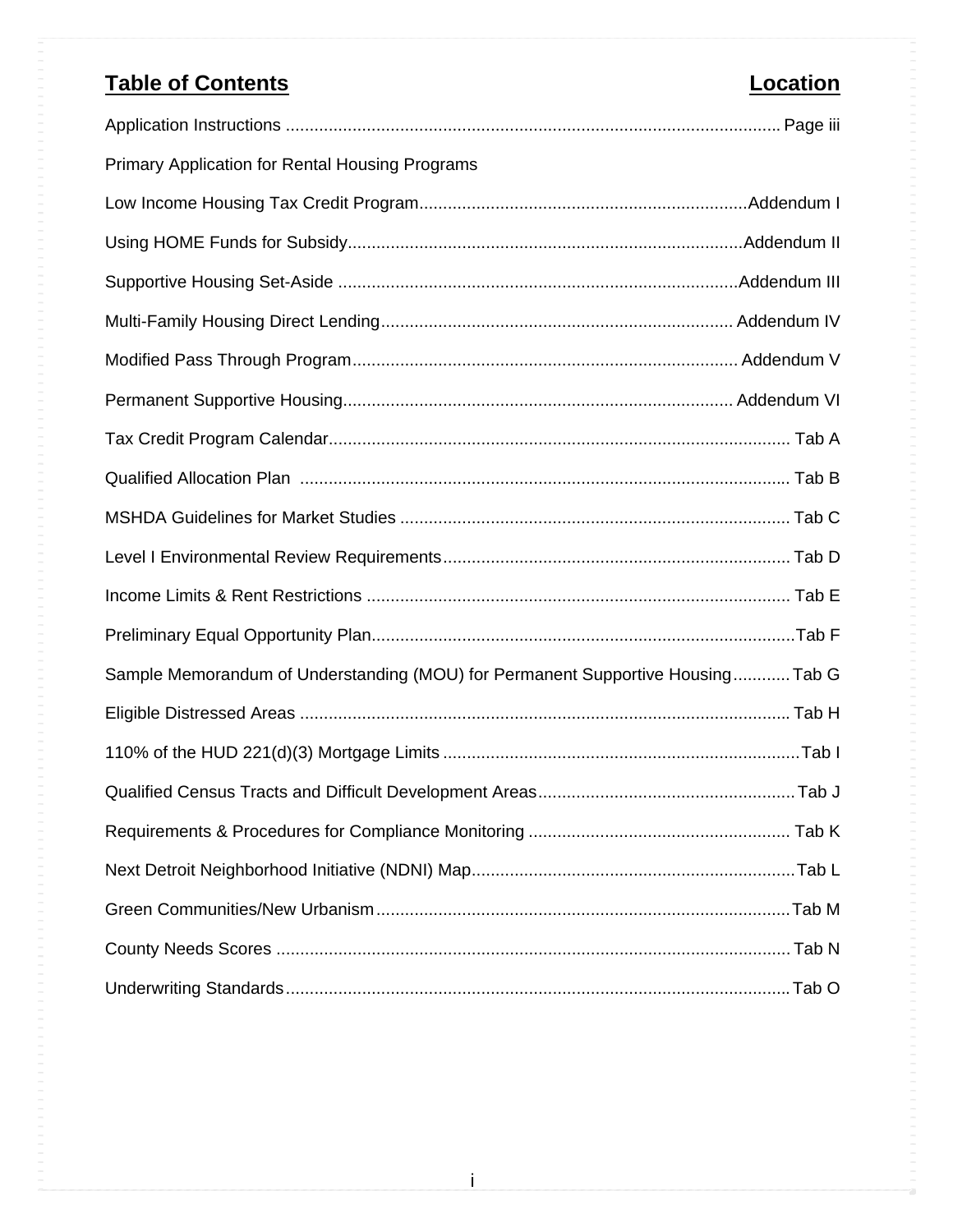| Table of Contents | Location |
|---|---|
| Application Instructions | Page iii |
| Primary Application for Rental Housing Programs | |
| Low Income Housing Tax Credit Program | Addendum I |
| Using HOME Funds for Subsidy | Addendum II |
| Supportive Housing Set-Aside | Addendum III |
| Multi-Family Housing Direct Lending | Addendum IV |
| Modified Pass Through Program | Addendum V |
| Permanent Supportive Housing | Addendum VI |
| Tax Credit Program Calendar | Tab A |
| Qualified Allocation Plan | Tab B |
| MSHDA Guidelines for Market Studies | Tab C |
| Level I Environmental Review Requirements | Tab D |
| Income Limits & Rent Restrictions | Tab E |
| Preliminary Equal Opportunity Plan | Tab F |
| Sample Memorandum of Understanding (MOU) for Permanent Supportive Housing | Tab G |
| Eligible Distressed Areas | Tab H |
| 110% of the HUD 221(d)(3) Mortgage Limits | Tab I |
| Qualified Census Tracts and Difficult Development Areas | Tab J |
| Requirements & Procedures for Compliance Monitoring | Tab K |
| Next Detroit Neighborhood Initiative (NDNI) Map | Tab L |
| Green Communities/New Urbanism | Tab M |
| County Needs Scores | Tab N |
| Underwriting Standards | Tab O |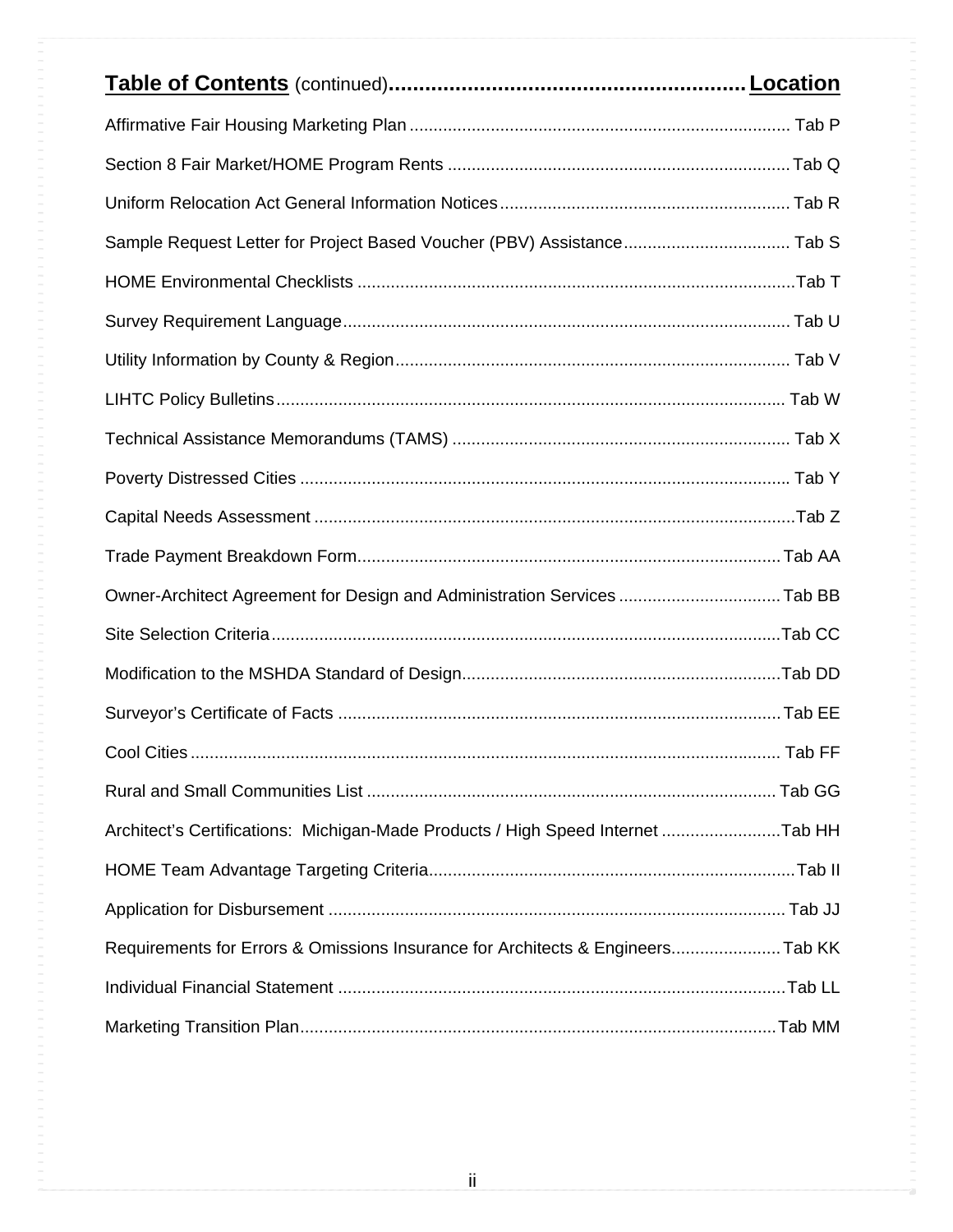## **Table of Contents** (continued) **Location**

| Item | Location |
| --- | --- |
| Affirmative Fair Housing Marketing Plan | Tab P |
| Section 8 Fair Market/HOME Program Rents | Tab Q |
| Uniform Relocation Act General Information Notices | Tab R |
| Sample Request Letter for Project Based Voucher (PBV) Assistance | Tab S |
| HOME Environmental Checklists | Tab T |
| Survey Requirement Language | Tab U |
| Utility Information by County & Region | Tab V |
| LIHTC Policy Bulletins | Tab W |
| Technical Assistance Memorandums (TAMS) | Tab X |
| Poverty Distressed Cities | Tab Y |
| Capital Needs Assessment | Tab Z |
| Trade Payment Breakdown Form | Tab AA |
| Owner-Architect Agreement for Design and Administration Services | Tab BB |
| Site Selection Criteria | Tab CC |
| Modification to the MSHDA Standard of Design | Tab DD |
| Surveyor's Certificate of Facts | Tab EE |
| Cool Cities | Tab FF |
| Rural and Small Communities List | Tab GG |
| Architect's Certifications: Michigan-Made Products / High Speed Internet | Tab HH |
| HOME Team Advantage Targeting Criteria | Tab II |
| Application for Disbursement | Tab JJ |
| Requirements for Errors & Omissions Insurance for Architects & Engineers | Tab KK |
| Individual Financial Statement | Tab LL |
| Marketing Transition Plan | Tab MM |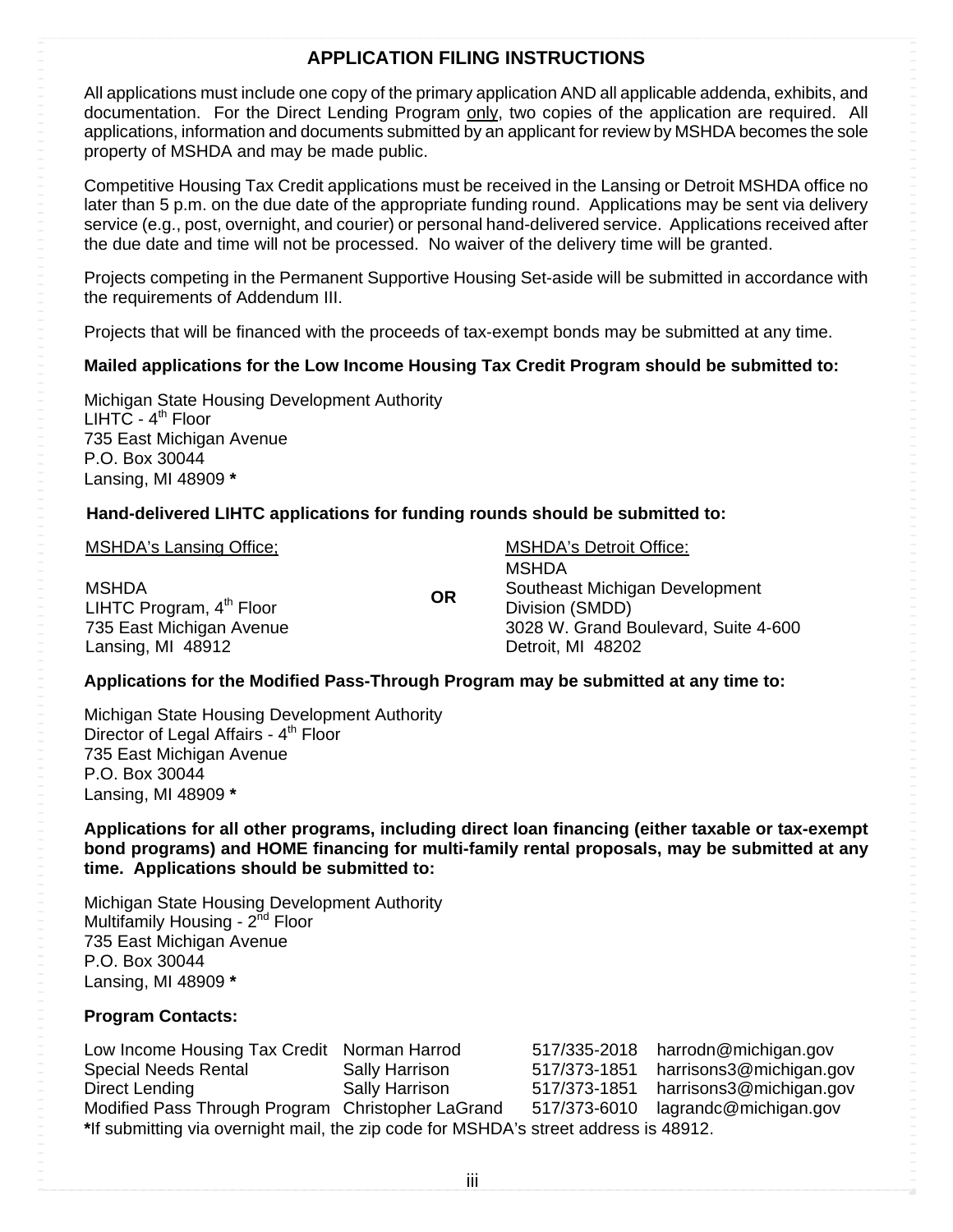## APPLICATION FILING INSTRUCTIONS

All applications must include one copy of the primary application AND all applicable addenda, exhibits, and documentation. For the Direct Lending Program only, two copies of the application are required. All applications, information and documents submitted by an applicant for review by MSHDA becomes the sole property of MSHDA and may be made public.

Competitive Housing Tax Credit applications must be received in the Lansing or Detroit MSHDA office no later than 5 p.m. on the due date of the appropriate funding round. Applications may be sent via delivery service (e.g., post, overnight, and courier) or personal hand-delivered service. Applications received after the due date and time will not be processed. No waiver of the delivery time will be granted.

Projects competing in the Permanent Supportive Housing Set-aside will be submitted in accordance with the requirements of Addendum III.

Projects that will be financed with the proceeds of tax-exempt bonds may be submitted at any time.

**Mailed applications for the Low Income Housing Tax Credit Program should be submitted to:**

Michigan State Housing Development Authority
LIHTC - 4th Floor
735 East Michigan Avenue
P.O. Box 30044
Lansing, MI 48909 *

**Hand-delivered LIHTC applications for funding rounds should be submitted to:**

MSHDA's Lansing Office;

MSHDA
LIHTC Program, 4th Floor
735 East Michigan Avenue
Lansing, MI 48912

**OR**

MSHDA's Detroit Office:
MSHDA
Southeast Michigan Development Division (SMDD)
3028 W. Grand Boulevard, Suite 4-600
Detroit, MI 48202

**Applications for the Modified Pass-Through Program may be submitted at any time to:**

Michigan State Housing Development Authority
Director of Legal Affairs - 4th Floor
735 East Michigan Avenue
P.O. Box 30044
Lansing, MI 48909 *

**Applications for all other programs, including direct loan financing (either taxable or tax-exempt bond programs) and HOME financing for multi-family rental proposals, may be submitted at any time. Applications should be submitted to:**

Michigan State Housing Development Authority
Multifamily Housing - 2nd Floor
735 East Michigan Avenue
P.O. Box 30044
Lansing, MI 48909 *

**Program Contacts:**

| | | | |
|---|---|---|---|
| Low Income Housing Tax Credit | Norman Harrod | 517/335-2018 | harrodn@michigan.gov |
| Special Needs Rental | Sally Harrison | 517/373-1851 | harrisons3@michigan.gov |
| Direct Lending | Sally Harrison | 517/373-1851 | harrisons3@michigan.gov |
| Modified Pass Through Program | Christopher LaGrand | 517/373-6010 | lagrandc@michigan.gov |

***If submitting via overnight mail, the zip code for MSHDA's street address is 48912.